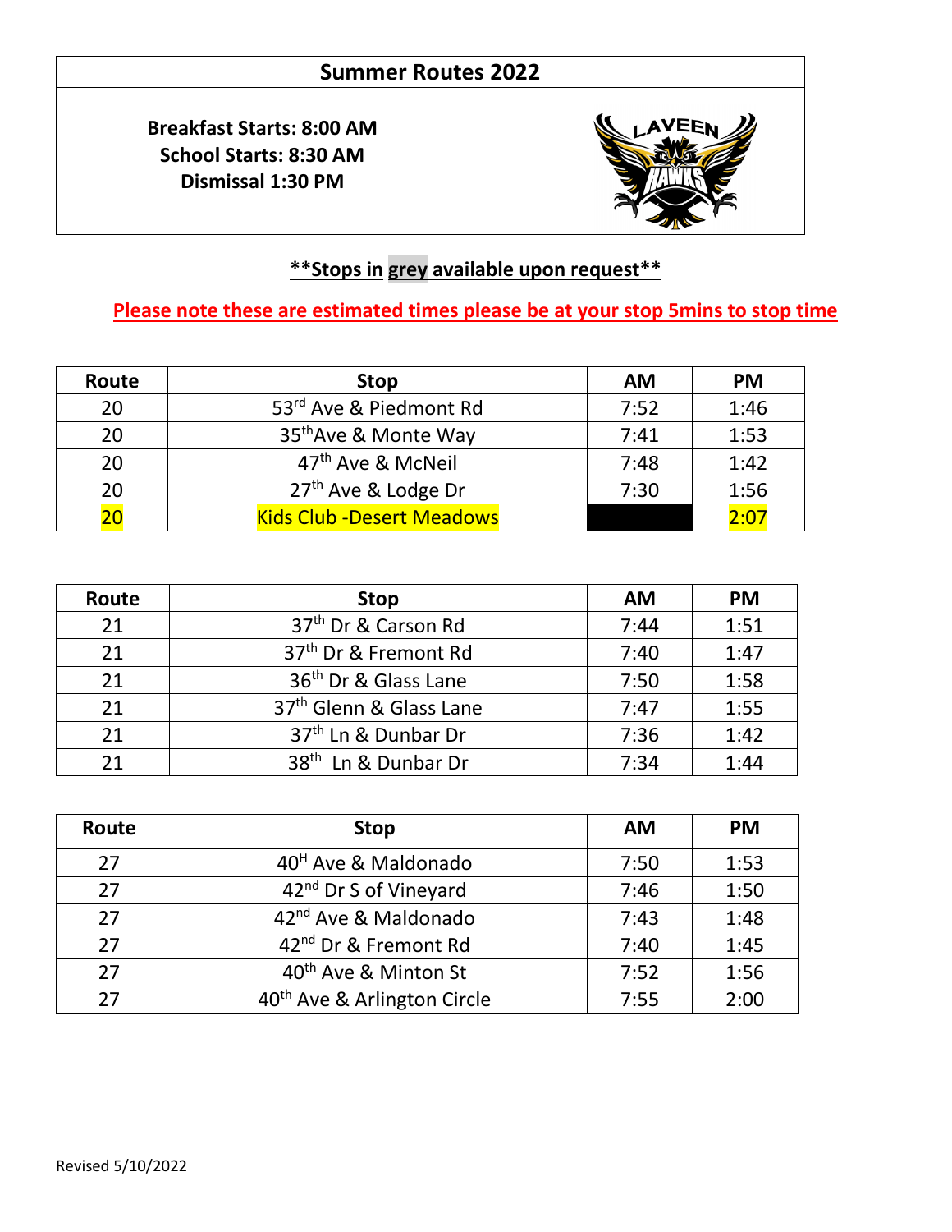# Summary Routes 2022

**Breakfast Starts: 8:00 AM**
**School Starts: 8:30 AM**
**Dismissal 1:30 PM**

**\*\*Stops in grey available upon request\*\***

**Please note these are estimated times please be at your stop 5mins to stop time**

| Route | Stop | AM | PM |
|---|---|---|---|
| 20 | 53rd Ave & Piedmont Rd | 7:52 | 1:46 |
| 20 | 35thAve & Monte Way | 7:41 | 1:53 |
| 20 | 47th Ave & McNeil | 7:48 | 1:42 |
| 20 | 27th Ave & Lodge Dr | 7:30 | 1:56 |
| 20 | Kids Club -Desert Meadows | | 2:07 |

| Route | Stop | AM | PM |
|---|---|---|---|
| 21 | 37th Dr & Carson Rd | 7:44 | 1:51 |
| 21 | 37th Dr & Fremont Rd | 7:40 | 1:47 |
| 21 | 36th Dr & Glass Lane | 7:50 | 1:58 |
| 21 | 37th Glenn & Glass Lane | 7:47 | 1:55 |
| 21 | 37th Ln & Dunbar Dr | 7:36 | 1:42 |
| 21 | 38th Ln & Dunbar Dr | 7:34 | 1:44 |

| Route | Stop | AM | PM |
|---|---|---|---|
| 27 | 40H Ave & Maldonado | 7:50 | 1:53 |
| 27 | 42nd Dr S of Vineyard | 7:46 | 1:50 |
| 27 | 42nd Ave & Maldonado | 7:43 | 1:48 |
| 27 | 42nd Dr & Fremont Rd | 7:40 | 1:45 |
| 27 | 40th Ave & Minton St | 7:52 | 1:56 |
| 27 | 40th Ave & Arlington Circle | 7:55 | 2:00 |

Revised 5/10/2022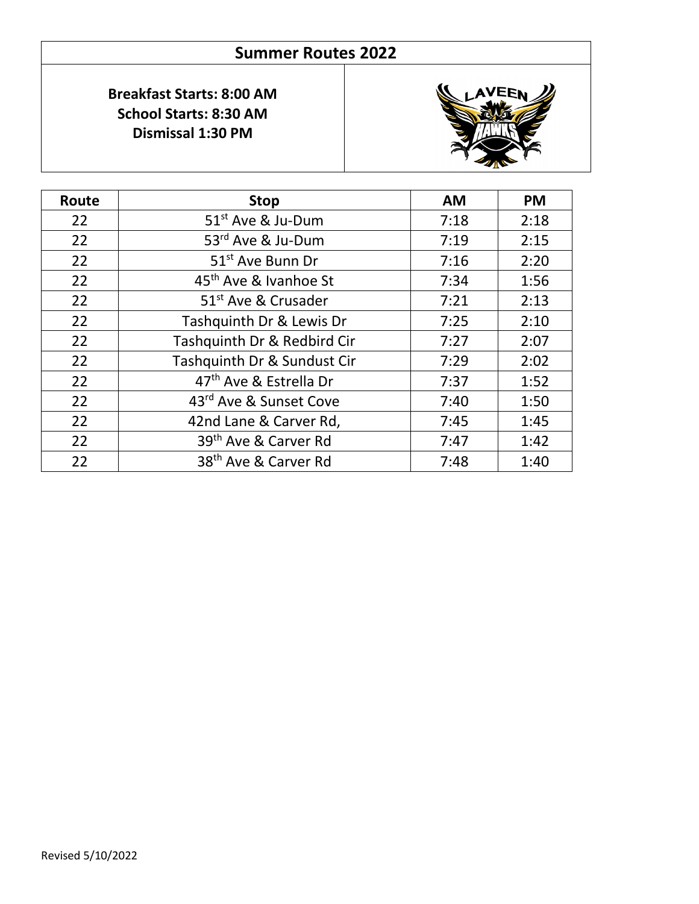# Summer Routes 2022

**Breakfast Starts: 8:00 AM**
**School Starts: 8:30 AM**
**Dismissal 1:30 PM**

| Route | Stop | AM | PM |
|---|---|---|---|
| 22 | 51st Ave & Ju-Dum | 7:18 | 2:18 |
| 22 | 53rd Ave & Ju-Dum | 7:19 | 2:15 |
| 22 | 51st Ave Bunn Dr | 7:16 | 2:20 |
| 22 | 45th Ave & Ivanhoe St | 7:34 | 1:56 |
| 22 | 51st Ave & Crusader | 7:21 | 2:13 |
| 22 | Tashquinth Dr & Lewis Dr | 7:25 | 2:10 |
| 22 | Tashquinth Dr & Redbird Cir | 7:27 | 2:07 |
| 22 | Tashquinth Dr & Sundust Cir | 7:29 | 2:02 |
| 22 | 47th Ave & Estrella Dr | 7:37 | 1:52 |
| 22 | 43rd Ave & Sunset Cove | 7:40 | 1:50 |
| 22 | 42nd Lane & Carver Rd, | 7:45 | 1:45 |
| 22 | 39th Ave & Carver Rd | 7:47 | 1:42 |
| 22 | 38th Ave & Carver Rd | 7:48 | 1:40 |

Revised 5/10/2022